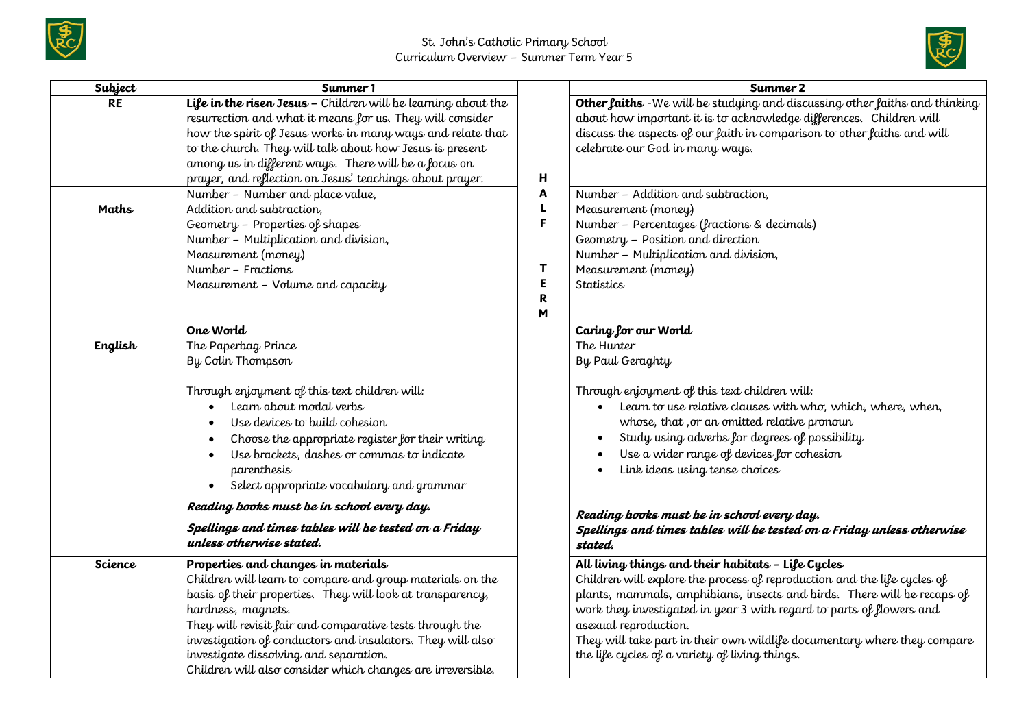St. John's Catholic Primary School

Curriculum Overview – Summer Term Year 5

| Subject | Summer 1 | | Summer 2 |
|---|---|---|---|
| **RE** | **Life in the risen Jesus** – Children will be learning about the resurrection and what it means for us. They will consider how the spirit of Jesus works in many ways and relate that to the church. They will talk about how Jesus is present among us in different ways. There will be a focus on prayer, and reflection on Jesus' teachings about prayer. | HALF TERM | **Other faiths** -We will be studying and discussing other faiths and thinking about how important it is to acknowledge differences. Children will discuss the aspects of our faith in comparison to other faiths and will celebrate our God in many ways. |
| **Maths** | Number – Number and place value,<br>Addition and subtraction,<br>Geometry – Properties of shapes<br>Number – Multiplication and division,<br>Measurement (money)<br>Number – Fractions<br>Measurement – Volume and capacity | | Number – Addition and subtraction,<br>Measurement (money)<br>Number – Percentages (fractions & decimals)<br>Geometry – Position and direction<br>Number – Multiplication and division,<br>Measurement (money)<br>Statistics |
| **English** | **One World**<br>The Paperbag Prince<br>By Colin Thompson<br><br>Through enjoyment of this text children will:<br>• Learn about modal verbs<br>• Use devices to build cohesion<br>• Choose the appropriate register for their writing<br>• Use brackets, dashes or commas to indicate parenthesis<br>• Select appropriate vocabulary and grammar<br><br>***Reading books must be in school every day.***<br>***Spellings and times tables will be tested on a Friday unless otherwise stated.*** | | **Caring for our World**<br>The Hunter<br>By Paul Geraghty<br><br>Through enjoyment of this text children will:<br>• Learn to use relative clauses with who, which, where, when, whose, that ,or an omitted relative pronoun<br>• Study using adverbs for degrees of possibility<br>• Use a wider range of devices for cohesion<br>• Link ideas using tense choices<br><br>***Reading books must be in school every day.***<br>***Spellings and times tables will be tested on a Friday unless otherwise stated.*** |
| **Science** | **Properties and changes in materials**<br>Children will learn to compare and group materials on the basis of their properties. They will look at transparency, hardness, magnets.<br>They will revisit fair and comparative tests through the investigation of conductors and insulators. They will also investigate dissolving and separation.<br>Children will also consider which changes are irreversible. | | **All living things and their habitats – Life Cycles**<br>Children will explore the process of reproduction and the life cycles of plants, mammals, amphibians, insects and birds. There will be recaps of work they investigated in year 3 with regard to parts of flowers and asexual reproduction.<br>They will take part in their own wildlife documentary where they compare the life cycles of a variety of living things. |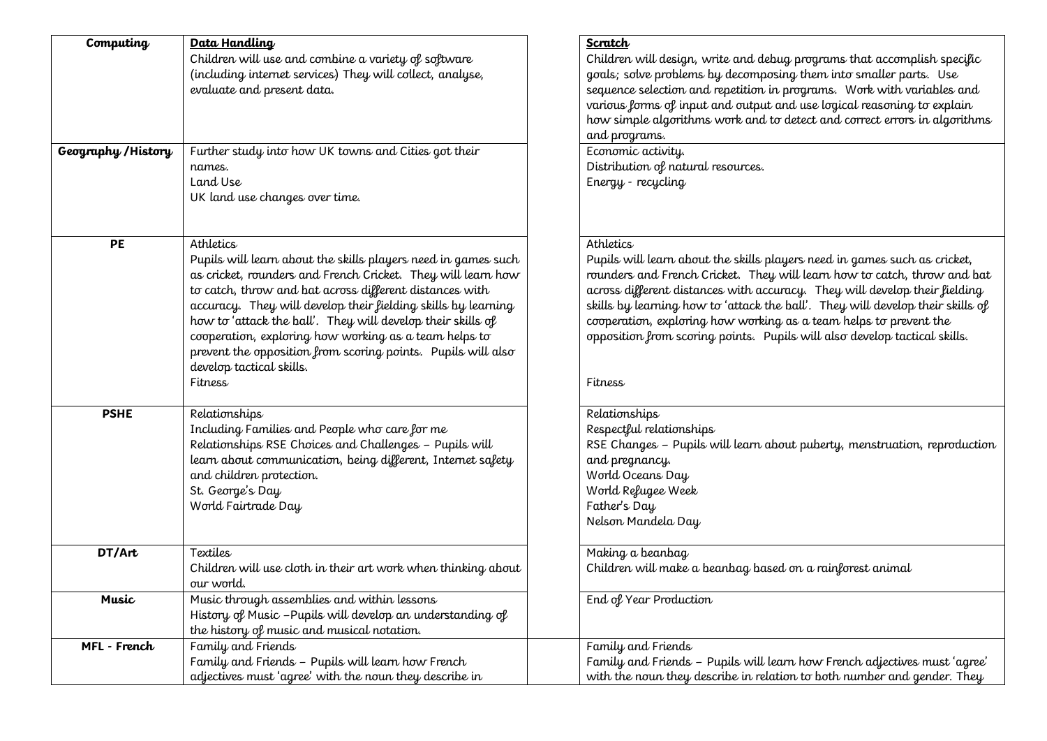| Computing | **Data Handling**<br>Children will use and combine a variety of software (including internet services) They will collect, analyse, evaluate and present data. | **Scratch**<br>Children will design, write and debug programs that accomplish specific goals; solve problems by decomposing them into smaller parts. Use sequence selection and repetition in programs. Work with variables and various forms of input and output and use logical reasoning to explain how simple algorithms work and to detect and correct errors in algorithms and programs. |
|---|---|---|
| **Geography /History** | Further study into how UK towns and Cities got their names.<br>Land Use<br>UK land use changes over time. | Economic activity.<br>Distribution of natural resources.<br>Energy - recycling |
| **PE** | Athletics<br>Pupils will learn about the skills players need in games such as cricket, rounders and French Cricket. They will learn how to catch, throw and bat across different distances with accuracy. They will develop their fielding skills by learning how to 'attack the ball'. They will develop their skills of cooperation, exploring how working as a team helps to prevent the opposition from scoring points. Pupils will also develop tactical skills.<br>Fitness | Athletics<br>Pupils will learn about the skills players need in games such as cricket, rounders and French Cricket. They will learn how to catch, throw and bat across different distances with accuracy. They will develop their fielding skills by learning how to 'attack the ball'. They will develop their skills of cooperation, exploring how working as a team helps to prevent the opposition from scoring points. Pupils will also develop tactical skills.<br>Fitness |
| **PSHE** | Relationships<br>Including Families and People who care for me<br>Relationships RSE Choices and Challenges – Pupils will learn about communication, being different, Internet safety and children protection.<br>St. George's Day<br>World Fairtrade Day | Relationships<br>Respectful relationships<br>RSE Changes – Pupils will learn about puberty, menstruation, reproduction and pregnancy.<br>World Oceans Day<br>World Refugee Week<br>Father's Day<br>Nelson Mandela Day |
| **DT/Art** | Textiles<br>Children will use cloth in their art work when thinking about our world. | Making a beanbag<br>Children will make a beanbag based on a rainforest animal |
| **Music** | Music through assemblies and within lessons<br>History of Music –Pupils will develop an understanding of the history of music and musical notation. | End of Year Production |
| **MFL - French** | Family and Friends<br>Family and Friends – Pupils will learn how French adjectives must 'agree' with the noun they describe in | Family and Friends<br>Family and Friends – Pupils will learn how French adjectives must 'agree' with the noun they describe in relation to both number and gender. They |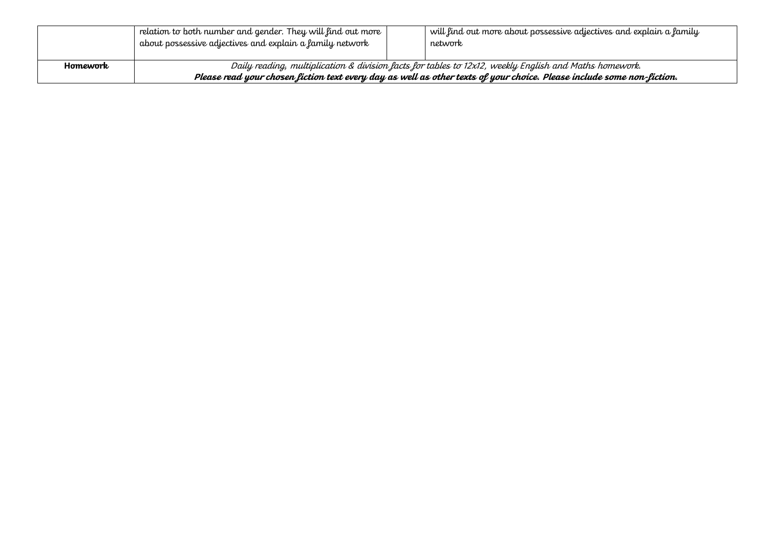| | | | |
|---|---|---|---|
| | relation to both number and gender. They will find out more about possessive adjectives and explain a family network | | will find out more about possessive adjectives and explain a family network |
| **Homework** | *Daily reading, multiplication & division facts for tables to 12x12, weekly English and Maths homework.* ***Please read your chosen fiction text every day as well as other texts of your choice. Please include some non-fiction.*** | | |